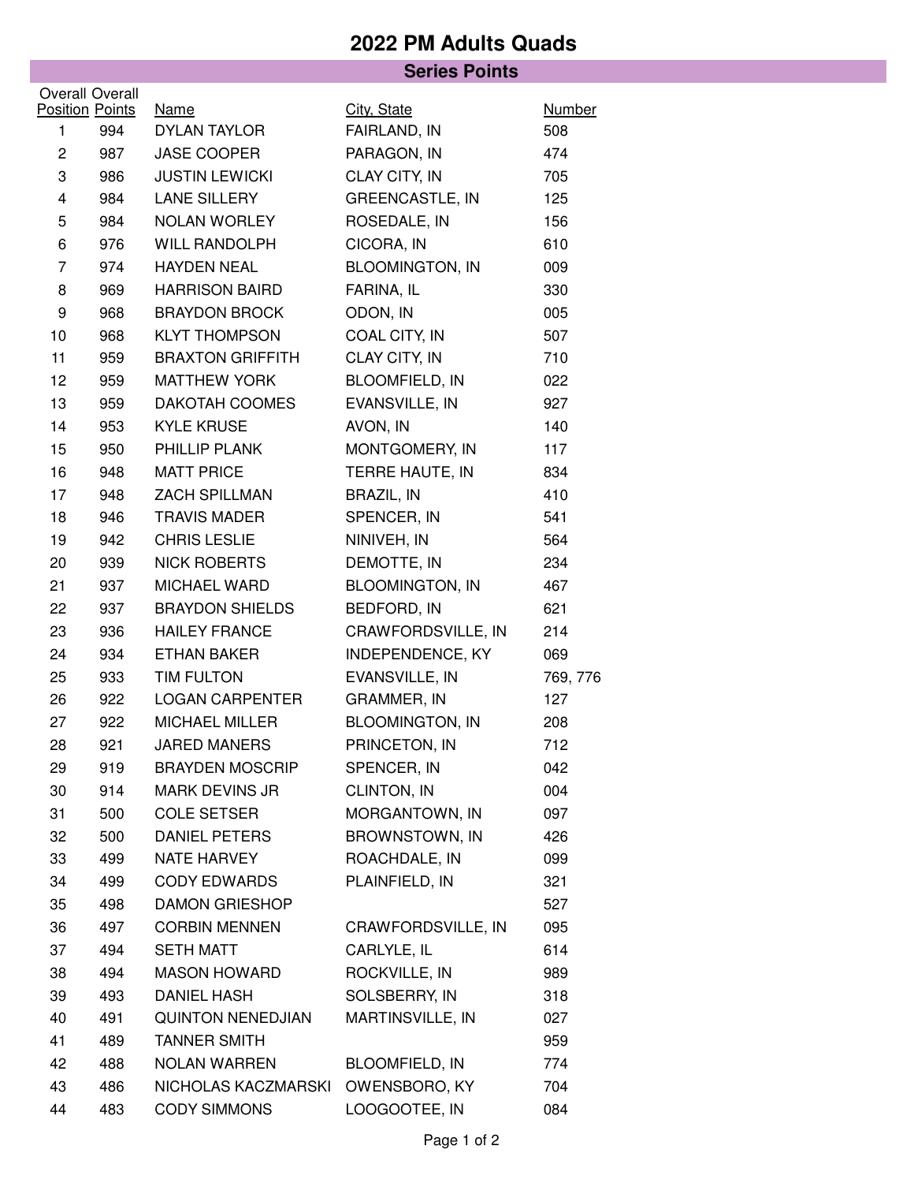# 2022 PM Adults Quads

## Series Points

| Overall Position | Overall Points | Name | City, State | Number |
|---|---|---|---|---|
| 1 | 994 | DYLAN TAYLOR | FAIRLAND, IN | 508 |
| 2 | 987 | JASE COOPER | PARAGON, IN | 474 |
| 3 | 986 | JUSTIN LEWICKI | CLAY CITY, IN | 705 |
| 4 | 984 | LANE SILLERY | GREENCASTLE, IN | 125 |
| 5 | 984 | NOLAN WORLEY | ROSEDALE, IN | 156 |
| 6 | 976 | WILL RANDOLPH | CICORA, IN | 610 |
| 7 | 974 | HAYDEN NEAL | BLOOMINGTON, IN | 009 |
| 8 | 969 | HARRISON BAIRD | FARINA, IL | 330 |
| 9 | 968 | BRAYDON BROCK | ODON, IN | 005 |
| 10 | 968 | KLYT THOMPSON | COAL CITY, IN | 507 |
| 11 | 959 | BRAXTON GRIFFITH | CLAY CITY, IN | 710 |
| 12 | 959 | MATTHEW YORK | BLOOMFIELD, IN | 022 |
| 13 | 959 | DAKOTAH COOMES | EVANSVILLE, IN | 927 |
| 14 | 953 | KYLE KRUSE | AVON, IN | 140 |
| 15 | 950 | PHILLIP PLANK | MONTGOMERY, IN | 117 |
| 16 | 948 | MATT PRICE | TERRE HAUTE, IN | 834 |
| 17 | 948 | ZACH SPILLMAN | BRAZIL, IN | 410 |
| 18 | 946 | TRAVIS MADER | SPENCER, IN | 541 |
| 19 | 942 | CHRIS LESLIE | NINIVEH, IN | 564 |
| 20 | 939 | NICK ROBERTS | DEMOTTE, IN | 234 |
| 21 | 937 | MICHAEL WARD | BLOOMINGTON, IN | 467 |
| 22 | 937 | BRAYDON SHIELDS | BEDFORD, IN | 621 |
| 23 | 936 | HAILEY FRANCE | CRAWFORDSVILLE, IN | 214 |
| 24 | 934 | ETHAN BAKER | INDEPENDENCE, KY | 069 |
| 25 | 933 | TIM FULTON | EVANSVILLE, IN | 769, 776 |
| 26 | 922 | LOGAN CARPENTER | GRAMMER, IN | 127 |
| 27 | 922 | MICHAEL MILLER | BLOOMINGTON, IN | 208 |
| 28 | 921 | JARED MANERS | PRINCETON, IN | 712 |
| 29 | 919 | BRAYDEN MOSCRIP | SPENCER, IN | 042 |
| 30 | 914 | MARK DEVINS JR | CLINTON, IN | 004 |
| 31 | 500 | COLE SETSER | MORGANTOWN, IN | 097 |
| 32 | 500 | DANIEL PETERS | BROWNSTOWN, IN | 426 |
| 33 | 499 | NATE HARVEY | ROACHDALE, IN | 099 |
| 34 | 499 | CODY EDWARDS | PLAINFIELD, IN | 321 |
| 35 | 498 | DAMON GRIESHOP | | 527 |
| 36 | 497 | CORBIN MENNEN | CRAWFORDSVILLE, IN | 095 |
| 37 | 494 | SETH MATT | CARLYLE, IL | 614 |
| 38 | 494 | MASON HOWARD | ROCKVILLE, IN | 989 |
| 39 | 493 | DANIEL HASH | SOLSBERRY, IN | 318 |
| 40 | 491 | QUINTON NENEDJIAN | MARTINSVILLE, IN | 027 |
| 41 | 489 | TANNER SMITH | | 959 |
| 42 | 488 | NOLAN WARREN | BLOOMFIELD, IN | 774 |
| 43 | 486 | NICHOLAS KACZMARSKI | OWENSBORO, KY | 704 |
| 44 | 483 | CODY SIMMONS | LOOGOOTEE, IN | 084 |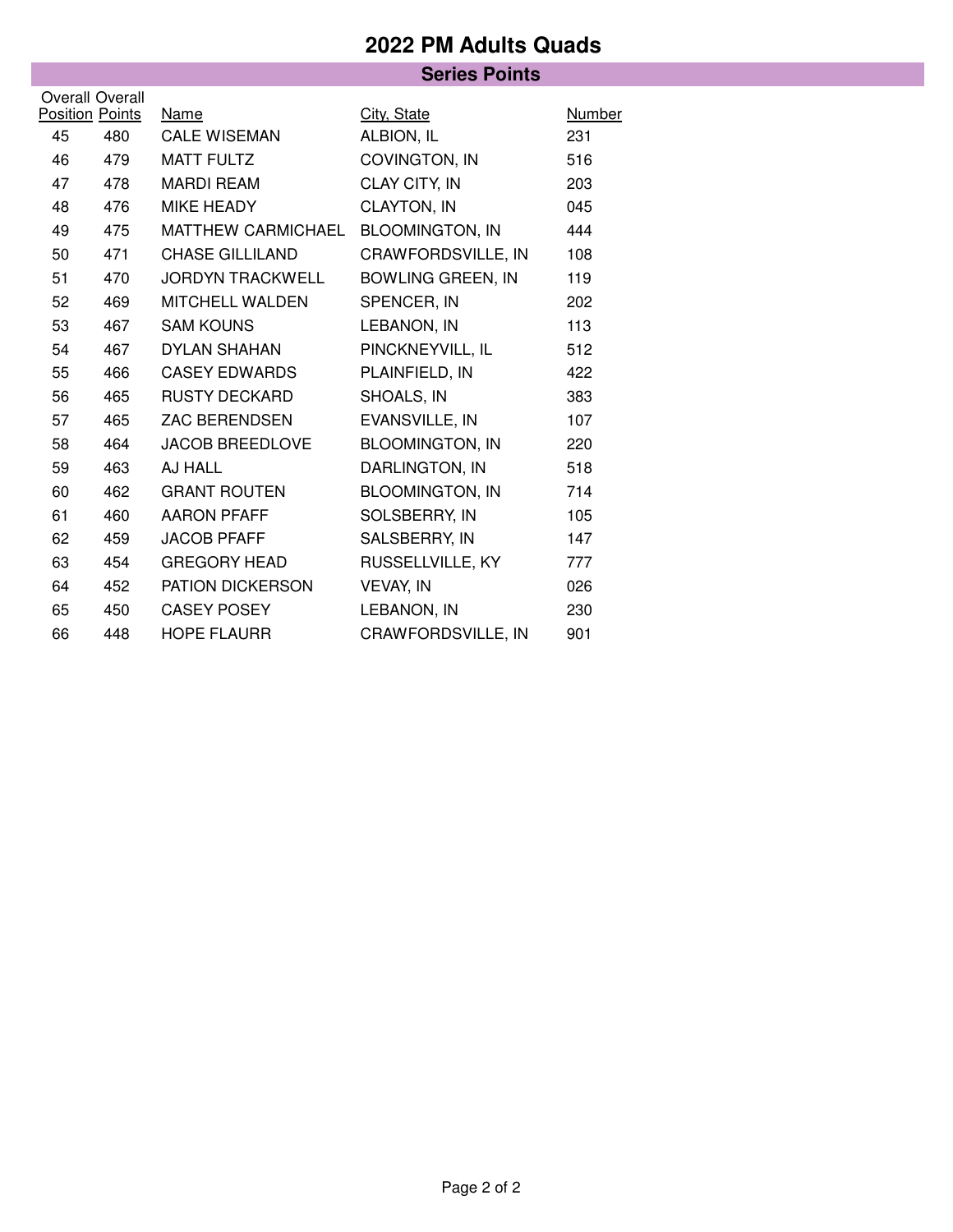# 2022 PM Adults Quads

## Series Points

| Overall Position | Overall Points | Name | City, State | Number |
|---|---|---|---|---|
| 45 | 480 | CALE WISEMAN | ALBION, IL | 231 |
| 46 | 479 | MATT FULTZ | COVINGTON, IN | 516 |
| 47 | 478 | MARDI REAM | CLAY CITY, IN | 203 |
| 48 | 476 | MIKE HEADY | CLAYTON, IN | 045 |
| 49 | 475 | MATTHEW CARMICHAEL | BLOOMINGTON, IN | 444 |
| 50 | 471 | CHASE GILLILAND | CRAWFORDSVILLE, IN | 108 |
| 51 | 470 | JORDYN TRACKWELL | BOWLING GREEN, IN | 119 |
| 52 | 469 | MITCHELL WALDEN | SPENCER, IN | 202 |
| 53 | 467 | SAM KOUNS | LEBANON, IN | 113 |
| 54 | 467 | DYLAN SHAHAN | PINCKNEYVILL, IL | 512 |
| 55 | 466 | CASEY EDWARDS | PLAINFIELD, IN | 422 |
| 56 | 465 | RUSTY DECKARD | SHOALS, IN | 383 |
| 57 | 465 | ZAC BERENDSEN | EVANSVILLE, IN | 107 |
| 58 | 464 | JACOB BREEDLOVE | BLOOMINGTON, IN | 220 |
| 59 | 463 | AJ HALL | DARLINGTON, IN | 518 |
| 60 | 462 | GRANT ROUTEN | BLOOMINGTON, IN | 714 |
| 61 | 460 | AARON PFAFF | SOLSBERRY, IN | 105 |
| 62 | 459 | JACOB PFAFF | SALSBERRY, IN | 147 |
| 63 | 454 | GREGORY HEAD | RUSSELLVILLE, KY | 777 |
| 64 | 452 | PATION DICKERSON | VEVAY, IN | 026 |
| 65 | 450 | CASEY POSEY | LEBANON, IN | 230 |
| 66 | 448 | HOPE FLAURR | CRAWFORDSVILLE, IN | 901 |